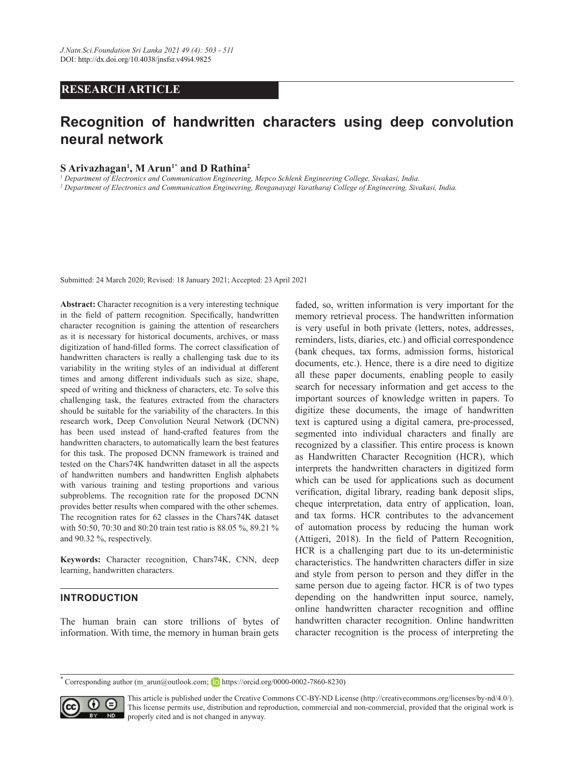RESEARCH ARTICLE

# Recognition of handwritten characters using deep convolution neural network

**S Arivazhagan[1], M Arun[1*] and D Rathina[2]**

[1] *Department of Electronics and Communication Engineering, Mepco Schlenk Engineering College, Sivakasi, India.*
[2] *Department of Electronics and Communication Engineering, Renganayagi Varatharaj College of Engineering, Sivakasi, India.*

Submitted: 24 March 2020; Revised: 18 January 2021; Accepted: 23 April 2021

**Abstract:** Character recognition is a very interesting technique in the field of pattern recognition. Specifically, handwritten character recognition is gaining the attention of researchers as it is necessary for historical documents, archives, or mass digitization of hand-filled forms. The correct classification of handwritten characters is really a challenging task due to its variability in the writing styles of an individual at different times and among different individuals such as size, shape, speed of writing and thickness of characters, etc. To solve this challenging task, the features extracted from the characters should be suitable for the variability of the characters. In this research work, Deep Convolution Neural Network (DCNN) has been used instead of hand-crafted features from the handwritten characters, to automatically learn the best features for this task. The proposed DCNN framework is trained and tested on the Chars74K handwritten dataset in all the aspects of handwritten numbers and handwritten English alphabets with various training and testing proportions and various subproblems. The recognition rate for the proposed DCNN provides better results when compared with the other schemes. The recognition rates for 62 classes in the Chars74K dataset with 50:50, 70:30 and 80:20 train test ratio is 88.05 %, 89.21 % and 90.32 %, respectively.

**Keywords:** Character recognition, Chars74K, CNN, deep learning, handwritten characters.

## INTRODUCTION

The human brain can store trillions of bytes of information. With time, the memory in human brain gets faded, so, written information is very important for the memory retrieval process. The handwritten information is very useful in both private (letters, notes, addresses, reminders, lists, diaries, etc.) and official correspondence (bank cheques, tax forms, admission forms, historical documents, etc.). Hence, there is a dire need to digitize all these paper documents, enabling people to easily search for necessary information and get access to the important sources of knowledge written in papers. To digitize these documents, the image of handwritten text is captured using a digital camera, pre-processed, segmented into individual characters and finally are recognized by a classifier. This entire process is known as Handwritten Character Recognition (HCR), which interprets the handwritten characters in digitized form which can be used for applications such as document verification, digital library, reading bank deposit slips, cheque interpretation, data entry of application, loan, and tax forms. HCR contributes to the advancement of automation process by reducing the human work (Attigeri, 2018). In the field of Pattern Recognition, HCR is a challenging part due to its un-deterministic characteristics. The handwritten characters differ in size and style from person to person and they differ in the same person due to ageing factor. HCR is of two types depending on the handwritten input source, namely, online handwritten character recognition and offline handwritten character recognition. Online handwritten character recognition is the process of interpreting the

[*] Corresponding author (m_arun@outlook.com; https://orcid.org/0000-0002-7860-8230)

This article is published under the Creative Commons CC-BY-ND License (http://creativecommons.org/licenses/by-nd/4.0/). This license permits use, distribution and reproduction, commercial and non-commercial, provided that the original work is properly cited and is not changed in anyway.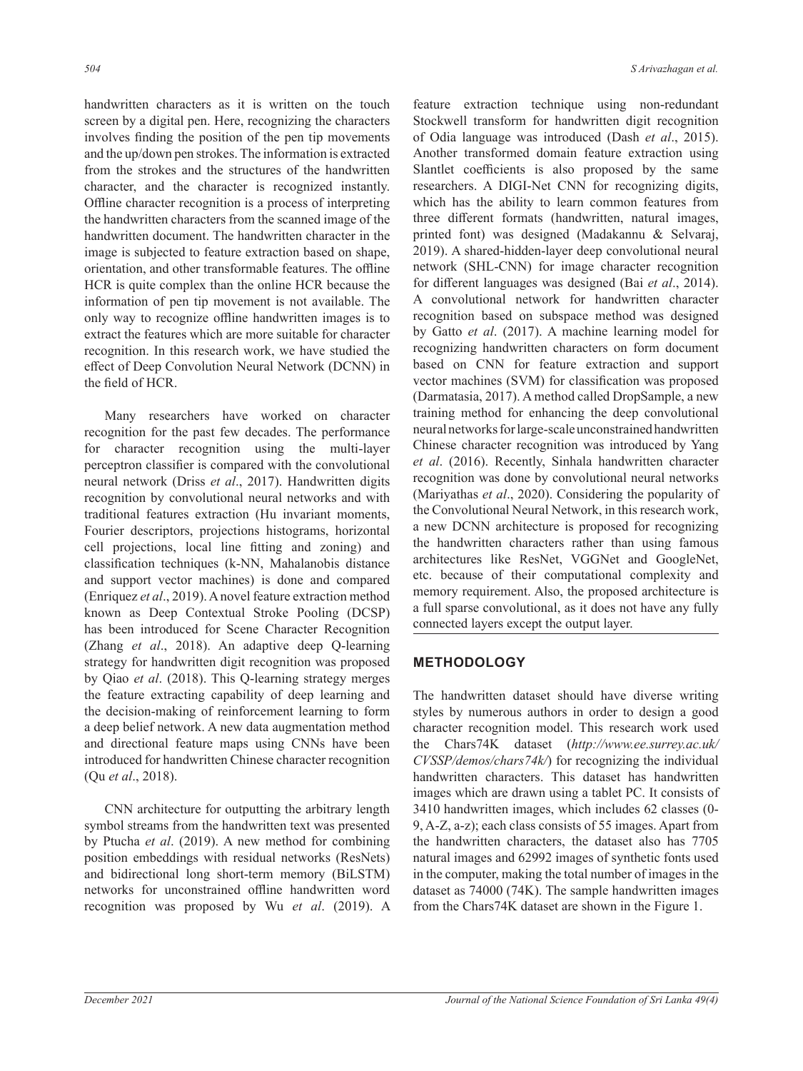handwritten characters as it is written on the touch screen by a digital pen. Here, recognizing the characters involves finding the position of the pen tip movements and the up/down pen strokes. The information is extracted from the strokes and the structures of the handwritten character, and the character is recognized instantly. Offline character recognition is a process of interpreting the handwritten characters from the scanned image of the handwritten document. The handwritten character in the image is subjected to feature extraction based on shape, orientation, and other transformable features. The offline HCR is quite complex than the online HCR because the information of pen tip movement is not available. The only way to recognize offline handwritten images is to extract the features which are more suitable for character recognition. In this research work, we have studied the effect of Deep Convolution Neural Network (DCNN) in the field of HCR.

Many researchers have worked on character recognition for the past few decades. The performance for character recognition using the multi-layer perceptron classifier is compared with the convolutional neural network (Driss *et al*., 2017). Handwritten digits recognition by convolutional neural networks and with traditional features extraction (Hu invariant moments, Fourier descriptors, projections histograms, horizontal cell projections, local line fitting and zoning) and classification techniques (k-NN, Mahalanobis distance and support vector machines) is done and compared (Enriquez *et al*., 2019). A novel feature extraction method known as Deep Contextual Stroke Pooling (DCSP) has been introduced for Scene Character Recognition (Zhang *et al*., 2018). An adaptive deep Q-learning strategy for handwritten digit recognition was proposed by Qiao *et al*. (2018). This Q-learning strategy merges the feature extracting capability of deep learning and the decision-making of reinforcement learning to form a deep belief network. A new data augmentation method and directional feature maps using CNNs have been introduced for handwritten Chinese character recognition (Qu *et al*., 2018).

CNN architecture for outputting the arbitrary length symbol streams from the handwritten text was presented by Ptucha *et al*. (2019). A new method for combining position embeddings with residual networks (ResNets) and bidirectional long short-term memory (BiLSTM) networks for unconstrained offline handwritten word recognition was proposed by Wu *et al*. (2019). A feature extraction technique using non-redundant Stockwell transform for handwritten digit recognition of Odia language was introduced (Dash *et al*., 2015). Another transformed domain feature extraction using Slantlet coefficients is also proposed by the same researchers. A DIGI-Net CNN for recognizing digits, which has the ability to learn common features from three different formats (handwritten, natural images, printed font) was designed (Madakannu & Selvaraj, 2019). A shared-hidden-layer deep convolutional neural network (SHL-CNN) for image character recognition for different languages was designed (Bai *et al*., 2014). A convolutional network for handwritten character recognition based on subspace method was designed by Gatto *et al*. (2017). A machine learning model for recognizing handwritten characters on form document based on CNN for feature extraction and support vector machines (SVM) for classification was proposed (Darmatasia, 2017). A method called DropSample, a new training method for enhancing the deep convolutional neural networks for large-scale unconstrained handwritten Chinese character recognition was introduced by Yang *et al*. (2016). Recently, Sinhala handwritten character recognition was done by convolutional neural networks (Mariyathas *et al*., 2020). Considering the popularity of the Convolutional Neural Network, in this research work, a new DCNN architecture is proposed for recognizing the handwritten characters rather than using famous architectures like ResNet, VGGNet and GoogleNet, etc. because of their computational complexity and memory requirement. Also, the proposed architecture is a full sparse convolutional, as it does not have any fully connected layers except the output layer.

## METHODOLOGY

The handwritten dataset should have diverse writing styles by numerous authors in order to design a good character recognition model. This research work used the Chars74K dataset (*http://www.ee.surrey.ac.uk/CVSSP/demos/chars74k/*) for recognizing the individual handwritten characters. This dataset has handwritten images which are drawn using a tablet PC. It consists of 3410 handwritten images, which includes 62 classes (0-9, A-Z, a-z); each class consists of 55 images. Apart from the handwritten characters, the dataset also has 7705 natural images and 62992 images of synthetic fonts used in the computer, making the total number of images in the dataset as 74000 (74K). The sample handwritten images from the Chars74K dataset are shown in the Figure 1.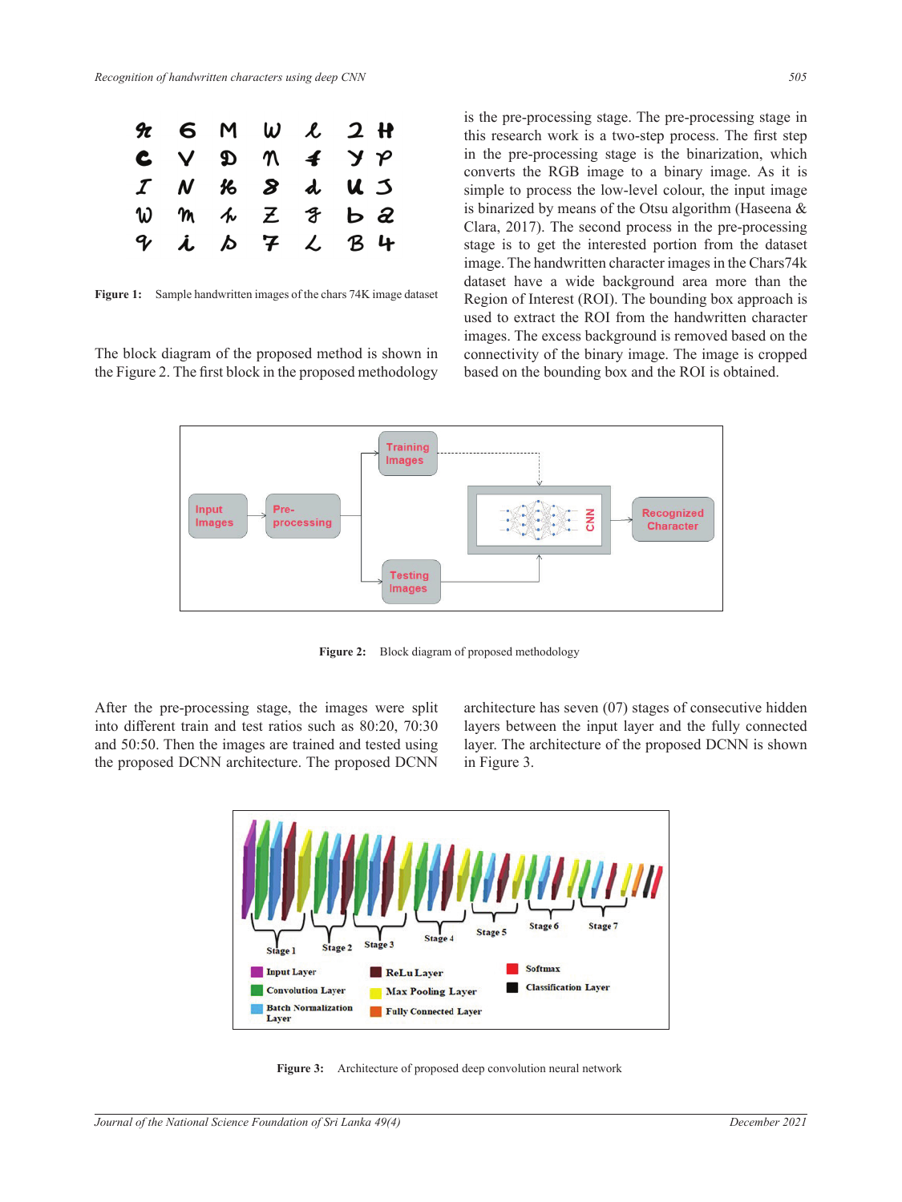Figure 1: Sample handwritten images of the chars 74K image dataset

The block diagram of the proposed method is shown in the Figure 2. The first block in the proposed methodology is the pre-processing stage. The pre-processing stage in this research work is a two-step process. The first step in the pre-processing stage is the binarization, which converts the RGB image to a binary image. As it is simple to process the low-level colour, the input image is binarized by means of the Otsu algorithm (Haseena & Clara, 2017). The second process in the pre-processing stage is to get the interested portion from the dataset image. The handwritten character images in the Chars74k dataset have a wide background area more than the Region of Interest (ROI). The bounding box approach is used to extract the ROI from the handwritten character images. The excess background is removed based on the connectivity of the binary image. The image is cropped based on the bounding box and the ROI is obtained.

Figure 2: Block diagram of proposed methodology

After the pre-processing stage, the images were split into different train and test ratios such as 80:20, 70:30 and 50:50. Then the images are trained and tested using the proposed DCNN architecture. The proposed DCNN architecture has seven (07) stages of consecutive hidden layers between the input layer and the fully connected layer. The architecture of the proposed DCNN is shown in Figure 3.

Figure 3: Architecture of proposed deep convolution neural network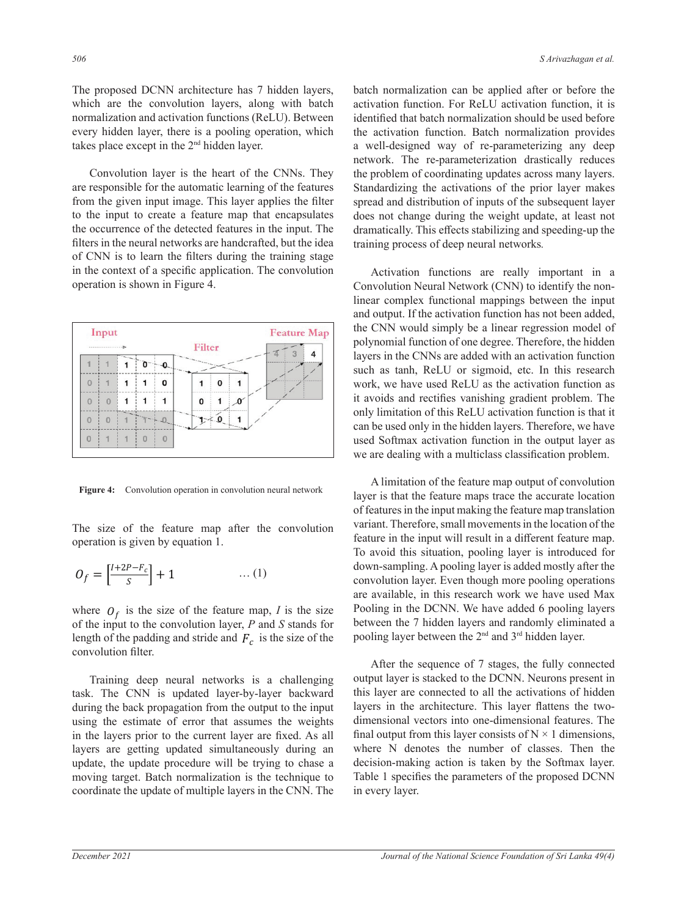The proposed DCNN architecture has 7 hidden layers, which are the convolution layers, along with batch normalization and activation functions (ReLU). Between every hidden layer, there is a pooling operation, which takes place except in the 2nd hidden layer.

Convolution layer is the heart of the CNNs. They are responsible for the automatic learning of the features from the given input image. This layer applies the filter to the input to create a feature map that encapsulates the occurrence of the detected features in the input. The filters in the neural networks are handcrafted, but the idea of CNN is to learn the filters during the training stage in the context of a specific application. The convolution operation is shown in Figure 4.

**Figure 4:** Convolution operation in convolution neural network

The size of the feature map after the convolution operation is given by equation 1.

$$O_f = \left[\frac{I+2P-F_c}{S}\right] + 1 \qquad \dots (1)$$

where $O_f$ is the size of the feature map, $I$ is the size of the input to the convolution layer, $P$ and $S$ stands for length of the padding and stride and $F_c$ is the size of the convolution filter.

Training deep neural networks is a challenging task. The CNN is updated layer-by-layer backward during the back propagation from the output to the input using the estimate of error that assumes the weights in the layers prior to the current layer are fixed. As all layers are getting updated simultaneously during an update, the update procedure will be trying to chase a moving target. Batch normalization is the technique to coordinate the update of multiple layers in the CNN. The batch normalization can be applied after or before the activation function. For ReLU activation function, it is identified that batch normalization should be used before the activation function. Batch normalization provides a well-designed way of re-parameterizing any deep network. The re-parameterization drastically reduces the problem of coordinating updates across many layers. Standardizing the activations of the prior layer makes spread and distribution of inputs of the subsequent layer does not change during the weight update, at least not dramatically. This effects stabilizing and speeding-up the training process of deep neural networks.

Activation functions are really important in a Convolution Neural Network (CNN) to identify the non-linear complex functional mappings between the input and output. If the activation function has not been added, the CNN would simply be a linear regression model of polynomial function of one degree. Therefore, the hidden layers in the CNNs are added with an activation function such as tanh, ReLU or sigmoid, etc. In this research work, we have used ReLU as the activation function as it avoids and rectifies vanishing gradient problem. The only limitation of this ReLU activation function is that it can be used only in the hidden layers. Therefore, we have used Softmax activation function in the output layer as we are dealing with a multiclass classification problem.

A limitation of the feature map output of convolution layer is that the feature maps trace the accurate location of features in the input making the feature map translation variant. Therefore, small movements in the location of the feature in the input will result in a different feature map. To avoid this situation, pooling layer is introduced for down-sampling. A pooling layer is added mostly after the convolution layer. Even though more pooling operations are available, in this research work we have used Max Pooling in the DCNN. We have added 6 pooling layers between the 7 hidden layers and randomly eliminated a pooling layer between the 2nd and 3rd hidden layer.

After the sequence of 7 stages, the fully connected output layer is stacked to the DCNN. Neurons present in this layer are connected to all the activations of hidden layers in the architecture. This layer flattens the two-dimensional vectors into one-dimensional features. The final output from this layer consists of N × 1 dimensions, where N denotes the number of classes. Then the decision-making action is taken by the Softmax layer. Table 1 specifies the parameters of the proposed DCNN in every layer.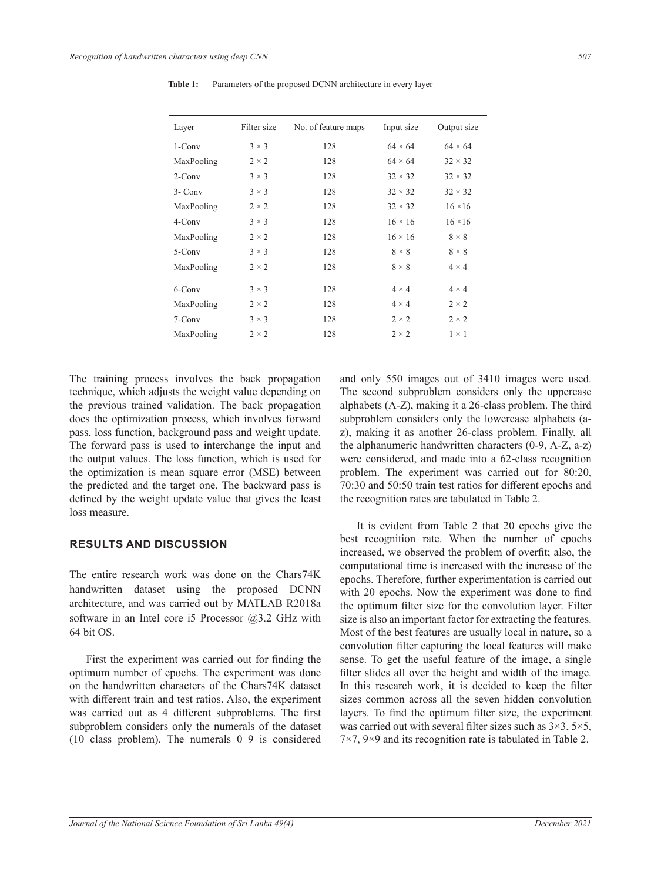**Table 1:** Parameters of the proposed DCNN architecture in every layer

| Layer | Filter size | No. of feature maps | Input size | Output size |
|---|---|---|---|---|
| 1-Conv | 3 × 3 | 128 | 64 × 64 | 64 × 64 |
| MaxPooling | 2 × 2 | 128 | 64 × 64 | 32 × 32 |
| 2-Conv | 3 × 3 | 128 | 32 × 32 | 32 × 32 |
| 3- Conv | 3 × 3 | 128 | 32 × 32 | 32 × 32 |
| MaxPooling | 2 × 2 | 128 | 32 × 32 | 16 ×16 |
| 4-Conv | 3 × 3 | 128 | 16 × 16 | 16 ×16 |
| MaxPooling | 2 × 2 | 128 | 16 × 16 | 8 × 8 |
| 5-Conv | 3 × 3 | 128 | 8 × 8 | 8 × 8 |
| MaxPooling | 2 × 2 | 128 | 8 × 8 | 4 × 4 |
| 6-Conv | 3 × 3 | 128 | 4 × 4 | 4 × 4 |
| MaxPooling | 2 × 2 | 128 | 4 × 4 | 2 × 2 |
| 7-Conv | 3 × 3 | 128 | 2 × 2 | 2 × 2 |
| MaxPooling | 2 × 2 | 128 | 2 × 2 | 1 × 1 |

The training process involves the back propagation technique, which adjusts the weight value depending on the previous trained validation. The back propagation does the optimization process, which involves forward pass, loss function, background pass and weight update. The forward pass is used to interchange the input and the output values. The loss function, which is used for the optimization is mean square error (MSE) between the predicted and the target one. The backward pass is defined by the weight update value that gives the least loss measure.

## RESULTS AND DISCUSSION

The entire research work was done on the Chars74K handwritten dataset using the proposed DCNN architecture, and was carried out by MATLAB R2018a software in an Intel core i5 Processor @3.2 GHz with 64 bit OS.

First the experiment was carried out for finding the optimum number of epochs. The experiment was done on the handwritten characters of the Chars74K dataset with different train and test ratios. Also, the experiment was carried out as 4 different subproblems. The first subproblem considers only the numerals of the dataset (10 class problem). The numerals 0–9 is considered and only 550 images out of 3410 images were used. The second subproblem considers only the uppercase alphabets (A-Z), making it a 26-class problem. The third subproblem considers only the lowercase alphabets (a-z), making it as another 26-class problem. Finally, all the alphanumeric handwritten characters (0-9, A-Z, a-z) were considered, and made into a 62-class recognition problem. The experiment was carried out for 80:20, 70:30 and 50:50 train test ratios for different epochs and the recognition rates are tabulated in Table 2.

It is evident from Table 2 that 20 epochs give the best recognition rate. When the number of epochs increased, we observed the problem of overfit; also, the computational time is increased with the increase of the epochs. Therefore, further experimentation is carried out with 20 epochs. Now the experiment was done to find the optimum filter size for the convolution layer. Filter size is also an important factor for extracting the features. Most of the best features are usually local in nature, so a convolution filter capturing the local features will make sense. To get the useful feature of the image, a single filter slides all over the height and width of the image. In this research work, it is decided to keep the filter sizes common across all the seven hidden convolution layers. To find the optimum filter size, the experiment was carried out with several filter sizes such as 3×3, 5×5, 7×7, 9×9 and its recognition rate is tabulated in Table 2.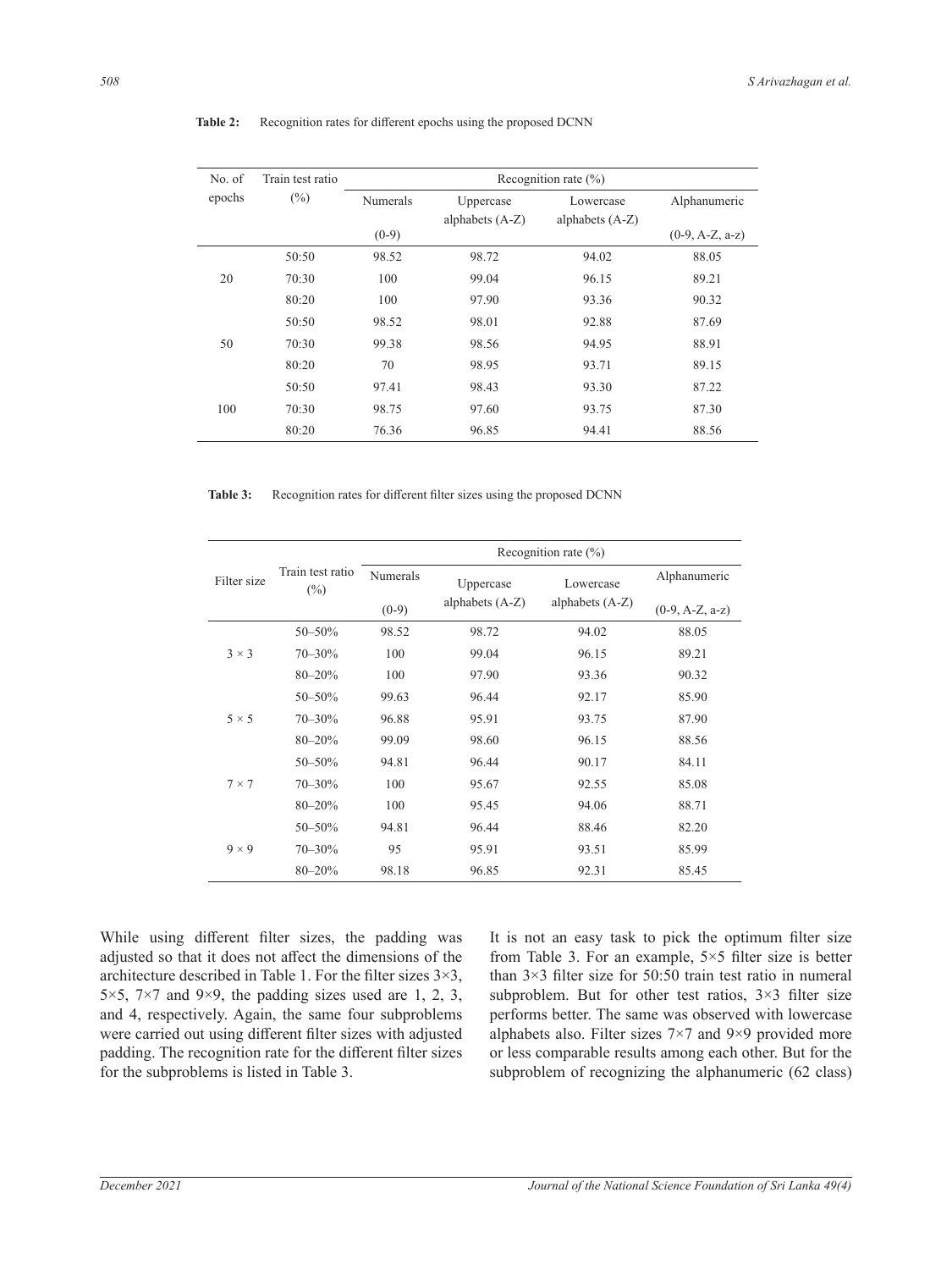**Table 2:** Recognition rates for different epochs using the proposed DCNN

| No. of epochs | Train test ratio (%) | Recognition rate (%) | | | |
|---|---|---|---|---|---|
| | | Numerals (0-9) | Uppercase alphabets (A-Z) | Lowercase alphabets (A-Z) | Alphanumeric (0-9, A-Z, a-z) |
| 20 | 50:50 | 98.52 | 98.72 | 94.02 | 88.05 |
| | 70:30 | 100 | 99.04 | 96.15 | 89.21 |
| | 80:20 | 100 | 97.90 | 93.36 | 90.32 |
| 50 | 50:50 | 98.52 | 98.01 | 92.88 | 87.69 |
| | 70:30 | 99.38 | 98.56 | 94.95 | 88.91 |
| | 80:20 | 70 | 98.95 | 93.71 | 89.15 |
| 100 | 50:50 | 97.41 | 98.43 | 93.30 | 87.22 |
| | 70:30 | 98.75 | 97.60 | 93.75 | 87.30 |
| | 80:20 | 76.36 | 96.85 | 94.41 | 88.56 |

**Table 3:** Recognition rates for different filter sizes using the proposed DCNN

| Filter size | Train test ratio (%) | Recognition rate (%) | | | |
|---|---|---|---|---|---|
| | | Numerals (0-9) | Uppercase alphabets (A-Z) | Lowercase alphabets (A-Z) | Alphanumeric (0-9, A-Z, a-z) |
| 3 × 3 | 50–50% | 98.52 | 98.72 | 94.02 | 88.05 |
| | 70–30% | 100 | 99.04 | 96.15 | 89.21 |
| | 80–20% | 100 | 97.90 | 93.36 | 90.32 |
| 5 × 5 | 50–50% | 99.63 | 96.44 | 92.17 | 85.90 |
| | 70–30% | 96.88 | 95.91 | 93.75 | 87.90 |
| | 80–20% | 99.09 | 98.60 | 96.15 | 88.56 |
| 7 × 7 | 50–50% | 94.81 | 96.44 | 90.17 | 84.11 |
| | 70–30% | 100 | 95.67 | 92.55 | 85.08 |
| | 80–20% | 100 | 95.45 | 94.06 | 88.71 |
| 9 × 9 | 50–50% | 94.81 | 96.44 | 88.46 | 82.20 |
| | 70–30% | 95 | 95.91 | 93.51 | 85.99 |
| | 80–20% | 98.18 | 96.85 | 92.31 | 85.45 |

While using different filter sizes, the padding was adjusted so that it does not affect the dimensions of the architecture described in Table 1. For the filter sizes 3×3, 5×5, 7×7 and 9×9, the padding sizes used are 1, 2, 3, and 4, respectively. Again, the same four subproblems were carried out using different filter sizes with adjusted padding. The recognition rate for the different filter sizes for the subproblems is listed in Table 3.

It is not an easy task to pick the optimum filter size from Table 3. For an example, 5×5 filter size is better than 3×3 filter size for 50:50 train test ratio in numeral subproblem. But for other test ratios, 3×3 filter size performs better. The same was observed with lowercase alphabets also. Filter sizes 7×7 and 9×9 provided more or less comparable results among each other. But for the subproblem of recognizing the alphanumeric (62 class)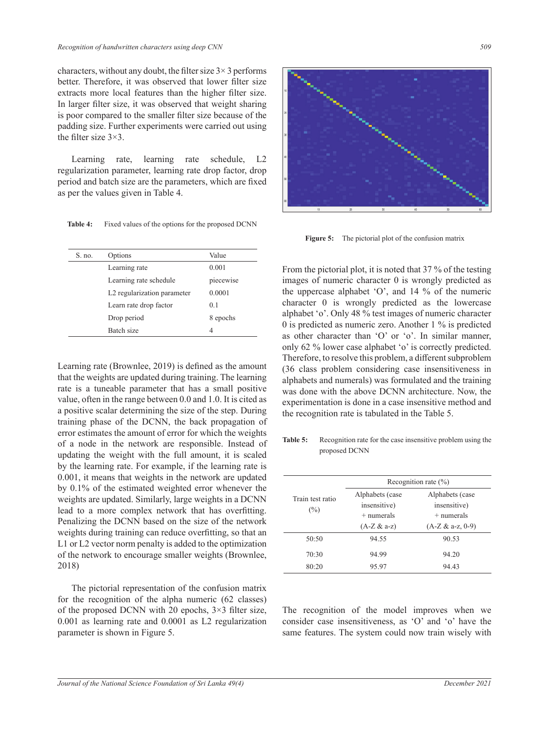characters, without any doubt, the filter size 3× 3 performs better. Therefore, it was observed that lower filter size extracts more local features than the higher filter size. In larger filter size, it was observed that weight sharing is poor compared to the smaller filter size because of the padding size. Further experiments were carried out using the filter size 3×3.

Learning rate, learning rate schedule, L2 regularization parameter, learning rate drop factor, drop period and batch size are the parameters, which are fixed as per the values given in Table 4.

**Table 4:** Fixed values of the options for the proposed DCNN

| S. no. | Options | Value |
|---|---|---|
| | Learning rate | 0.001 |
| | Learning rate schedule | piecewise |
| | L2 regularization parameter | 0.0001 |
| | Learn rate drop factor | 0.1 |
| | Drop period | 8 epochs |
| | Batch size | 4 |

Learning rate (Brownlee, 2019) is defined as the amount that the weights are updated during training. The learning rate is a tuneable parameter that has a small positive value, often in the range between 0.0 and 1.0. It is cited as a positive scalar determining the size of the step. During training phase of the DCNN, the back propagation of error estimates the amount of error for which the weights of a node in the network are responsible. Instead of updating the weight with the full amount, it is scaled by the learning rate. For example, if the learning rate is 0.001, it means that weights in the network are updated by 0.1% of the estimated weighted error whenever the weights are updated. Similarly, large weights in a DCNN lead to a more complex network that has overfitting. Penalizing the DCNN based on the size of the network weights during training can reduce overfitting, so that an L1 or L2 vector norm penalty is added to the optimization of the network to encourage smaller weights (Brownlee, 2018)

The pictorial representation of the confusion matrix for the recognition of the alpha numeric (62 classes) of the proposed DCNN with 20 epochs, 3×3 filter size, 0.001 as learning rate and 0.0001 as L2 regularization parameter is shown in Figure 5.

**Figure 5:** The pictorial plot of the confusion matrix

From the pictorial plot, it is noted that 37 % of the testing images of numeric character 0 is wrongly predicted as the uppercase alphabet 'O', and 14 % of the numeric character 0 is wrongly predicted as the lowercase alphabet 'o'. Only 48 % test images of numeric character 0 is predicted as numeric zero. Another 1 % is predicted as other character than 'O' or 'o'. In similar manner, only 62 % lower case alphabet 'o' is correctly predicted. Therefore, to resolve this problem, a different subproblem (36 class problem considering case insensitiveness in alphabets and numerals) was formulated and the training was done with the above DCNN architecture. Now, the experimentation is done in a case insensitive method and the recognition rate is tabulated in the Table 5.

**Table 5:** Recognition rate for the case insensitive problem using the proposed DCNN

| Train test ratio (%) | Recognition rate (%) | |
|---|---|---|
| | Alphabets (case insensitive) + numerals (A-Z & a-z) | Alphabets (case insensitive) + numerals (A-Z & a-z, 0-9) |
| 50:50 | 94.55 | 90.53 |
| 70:30 | 94.99 | 94.20 |
| 80:20 | 95.97 | 94.43 |

The recognition of the model improves when we consider case insensitiveness, as 'O' and 'o' have the same features. The system could now train wisely with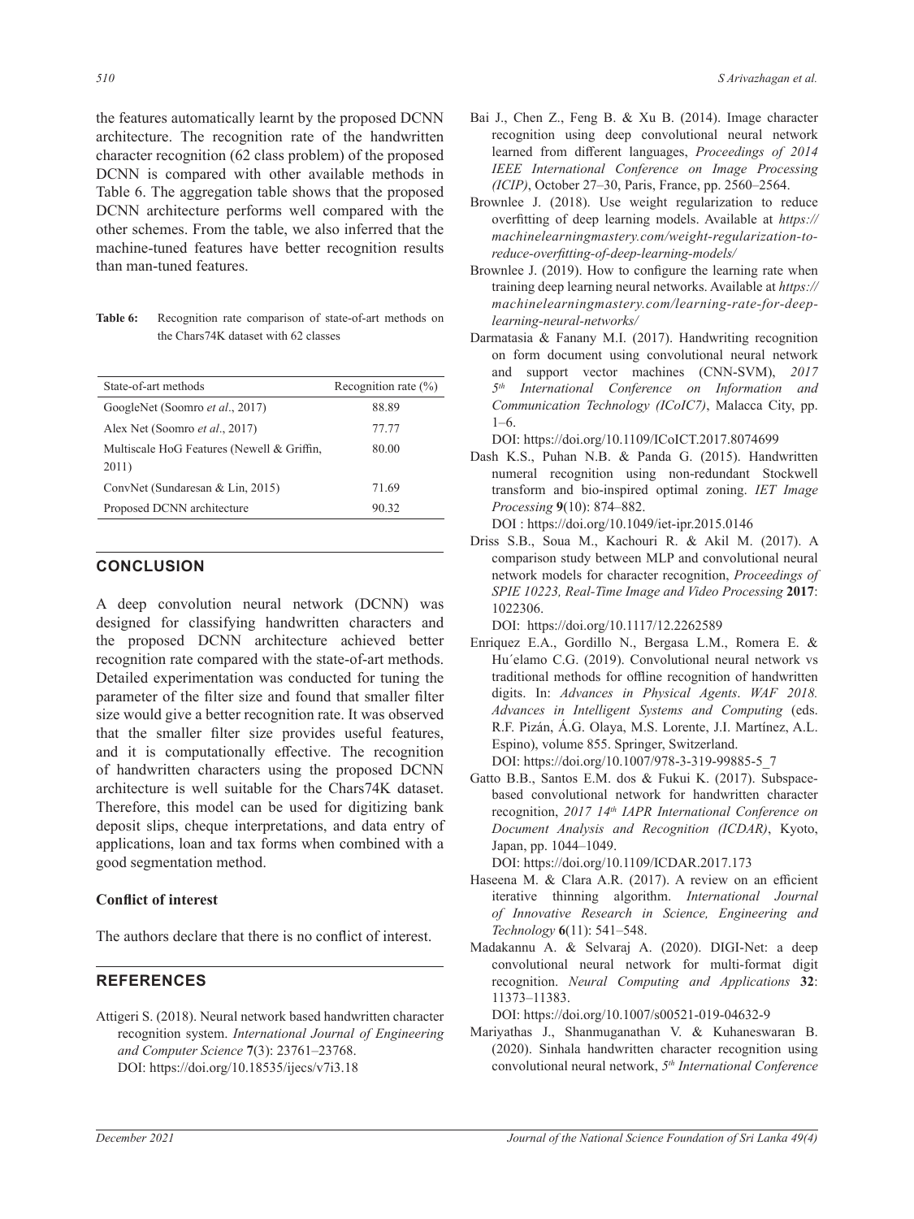the features automatically learnt by the proposed DCNN architecture. The recognition rate of the handwritten character recognition (62 class problem) of the proposed DCNN is compared with other available methods in Table 6. The aggregation table shows that the proposed DCNN architecture performs well compared with the other schemes. From the table, we also inferred that the machine-tuned features have better recognition results than man-tuned features.

**Table 6:** Recognition rate comparison of state-of-art methods on the Chars74K dataset with 62 classes

| State-of-art methods | Recognition rate (%) |
|---|---|
| GoogleNet (Soomro *et al*., 2017) | 88.89 |
| Alex Net (Soomro *et al*., 2017) | 77.77 |
| Multiscale HoG Features (Newell & Griffin, 2011) | 80.00 |
| ConvNet (Sundaresan & Lin, 2015) | 71.69 |
| Proposed DCNN architecture | 90.32 |

## CONCLUSION

A deep convolution neural network (DCNN) was designed for classifying handwritten characters and the proposed DCNN architecture achieved better recognition rate compared with the state-of-art methods. Detailed experimentation was conducted for tuning the parameter of the filter size and found that smaller filter size would give a better recognition rate. It was observed that the smaller filter size provides useful features, and it is computationally effective. The recognition of handwritten characters using the proposed DCNN architecture is well suitable for the Chars74K dataset. Therefore, this model can be used for digitizing bank deposit slips, cheque interpretations, and data entry of applications, loan and tax forms when combined with a good segmentation method.

### Conflict of interest

The authors declare that there is no conflict of interest.

## REFERENCES

Attigeri S. (2018). Neural network based handwritten character recognition system. *International Journal of Engineering and Computer Science* **7**(3): 23761–23768.
DOI: https://doi.org/10.18535/ijecs/v7i3.18

Bai J., Chen Z., Feng B. & Xu B. (2014). Image character recognition using deep convolutional neural network learned from different languages, *Proceedings of 2014 IEEE International Conference on Image Processing (ICIP)*, October 27–30, Paris, France, pp. 2560–2564.

Brownlee J. (2018). Use weight regularization to reduce overfitting of deep learning models. Available at *https://machinelearningmastery.com/weight-regularization-to-reduce-overfitting-of-deep-learning-models/*

Brownlee J. (2019). How to configure the learning rate when training deep learning neural networks. Available at *https://machinelearningmastery.com/learning-rate-for-deep-learning-neural-networks/*

Darmatasia & Fanany M.I. (2017). Handwriting recognition on form document using convolutional neural network and support vector machines (CNN-SVM), *2017 5th International Conference on Information and Communication Technology (ICoIC7)*, Malacca City, pp. 1–6.
DOI: https://doi.org/10.1109/ICoICT.2017.8074699

Dash K.S., Puhan N.B. & Panda G. (2015). Handwritten numeral recognition using non-redundant Stockwell transform and bio-inspired optimal zoning. *IET Image Processing* **9**(10): 874–882.
DOI : https://doi.org/10.1049/iet-ipr.2015.0146

Driss S.B., Soua M., Kachouri R. & Akil M. (2017). A comparison study between MLP and convolutional neural network models for character recognition, *Proceedings of SPIE 10223, Real-Time Image and Video Processing* **2017**: 1022306.
DOI: https://doi.org/10.1117/12.2262589

Enriquez E.A., Gordillo N., Bergasa L.M., Romera E. & Hu´elamo C.G. (2019). Convolutional neural network vs traditional methods for offline recognition of handwritten digits. In: *Advances in Physical Agents*. *WAF 2018. Advances in Intelligent Systems and Computing* (eds. R.F. Pizán, Á.G. Olaya, M.S. Lorente, J.I. Martínez, A.L. Espino), volume 855. Springer, Switzerland.
DOI: https://doi.org/10.1007/978-3-319-99885-5_7

Gatto B.B., Santos E.M. dos & Fukui K. (2017). Subspace-based convolutional network for handwritten character recognition, *2017 14th IAPR International Conference on Document Analysis and Recognition (ICDAR)*, Kyoto, Japan, pp. 1044–1049.
DOI: https://doi.org/10.1109/ICDAR.2017.173

Haseena M. & Clara A.R. (2017). A review on an efficient iterative thinning algorithm. *International Journal of Innovative Research in Science, Engineering and Technology* **6**(11): 541–548.

Madakannu A. & Selvaraj A. (2020). DIGI-Net: a deep convolutional neural network for multi-format digit recognition. *Neural Computing and Applications* **32**: 11373–11383.
DOI: https://doi.org/10.1007/s00521-019-04632-9

Mariyathas J., Shanmuganathan V. & Kuhaneswaran B. (2020). Sinhala handwritten character recognition using convolutional neural network, *5th International Conference*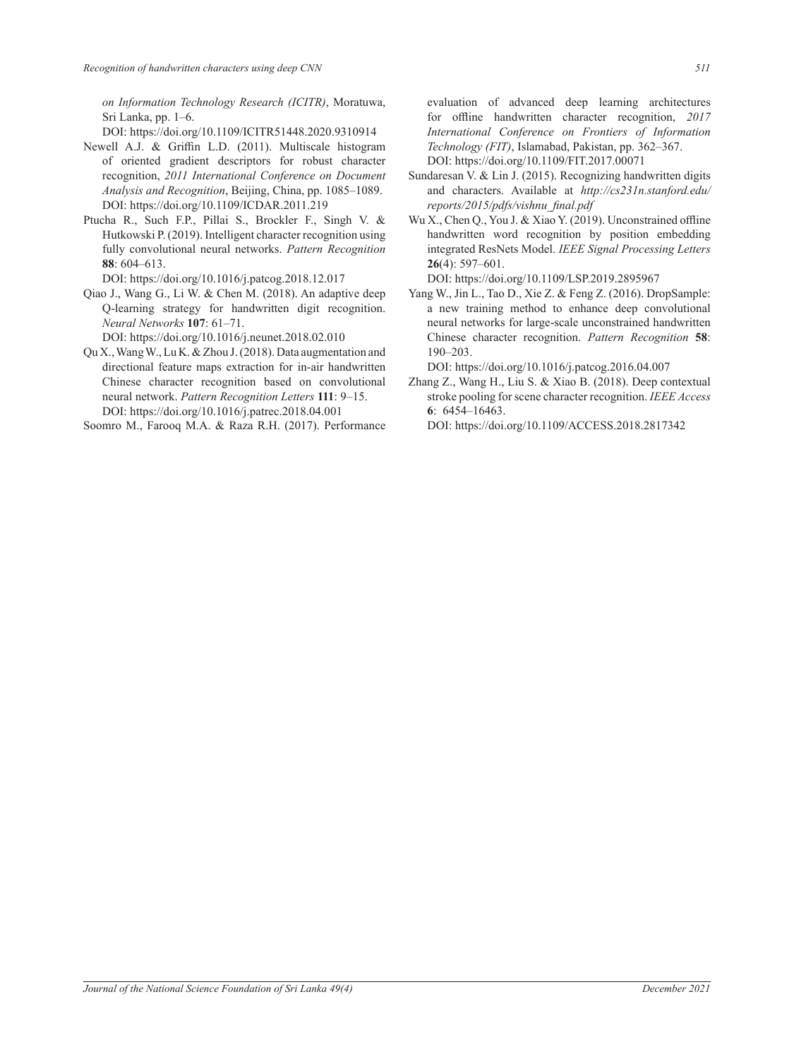*on Information Technology Research (ICITR)*, Moratuwa, Sri Lanka, pp. 1–6.
DOI: https://doi.org/10.1109/ICITR51448.2020.9310914

Newell A.J. & Griffin L.D. (2011). Multiscale histogram of oriented gradient descriptors for robust character recognition, *2011 International Conference on Document Analysis and Recognition*, Beijing, China, pp. 1085–1089.
DOI: https://doi.org/10.1109/ICDAR.2011.219

Ptucha R., Such F.P., Pillai S., Brockler F., Singh V. & Hutkowski P. (2019). Intelligent character recognition using fully convolutional neural networks. *Pattern Recognition* **88**: 604–613.
DOI: https://doi.org/10.1016/j.patcog.2018.12.017

Qiao J., Wang G., Li W. & Chen M. (2018). An adaptive deep Q-learning strategy for handwritten digit recognition. *Neural Networks* **107**: 61–71.
DOI: https://doi.org/10.1016/j.neunet.2018.02.010

Qu X., Wang W., Lu K. & Zhou J. (2018). Data augmentation and directional feature maps extraction for in-air handwritten Chinese character recognition based on convolutional neural network. *Pattern Recognition Letters* **111**: 9–15.
DOI: https://doi.org/10.1016/j.patrec.2018.04.001

Soomro M., Farooq M.A. & Raza R.H. (2017). Performance evaluation of advanced deep learning architectures for offline handwritten character recognition, *2017 International Conference on Frontiers of Information Technology (FIT)*, Islamabad, Pakistan, pp. 362–367.
DOI: https://doi.org/10.1109/FIT.2017.00071

Sundaresan V. & Lin J. (2015). Recognizing handwritten digits and characters. Available at *http://cs231n.stanford.edu/reports/2015/pdfs/vishnu_final.pdf*

Wu X., Chen Q., You J. & Xiao Y. (2019). Unconstrained offline handwritten word recognition by position embedding integrated ResNets Model. *IEEE Signal Processing Letters* **26**(4): 597–601.
DOI: https://doi.org/10.1109/LSP.2019.2895967

Yang W., Jin L., Tao D., Xie Z. & Feng Z. (2016). DropSample: a new training method to enhance deep convolutional neural networks for large-scale unconstrained handwritten Chinese character recognition. *Pattern Recognition* **58**: 190–203.
DOI: https://doi.org/10.1016/j.patcog.2016.04.007

Zhang Z., Wang H., Liu S. & Xiao B. (2018). Deep contextual stroke pooling for scene character recognition. *IEEE Access* **6**: 6454–16463.
DOI: https://doi.org/10.1109/ACCESS.2018.2817342